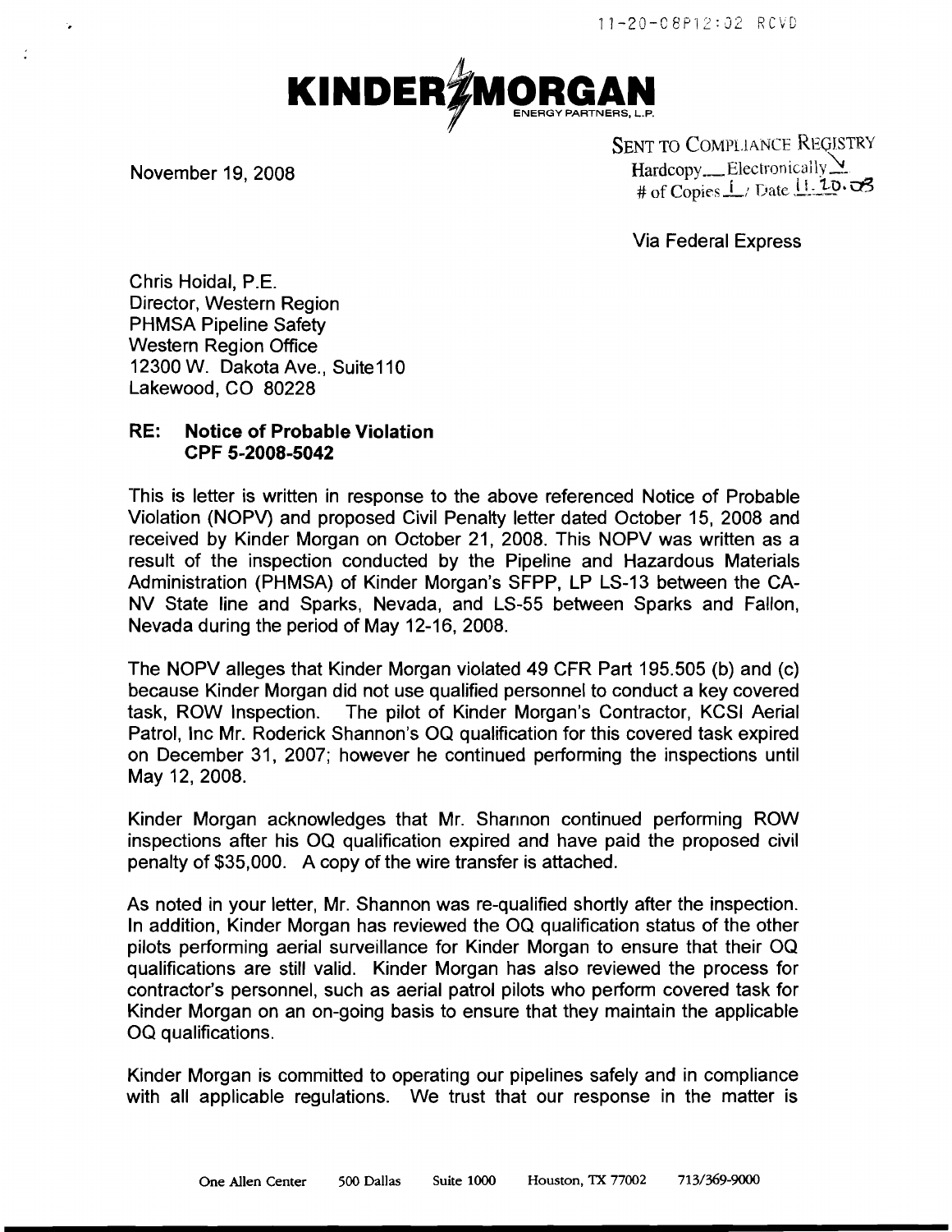11-20-08P12:02 RCVD

**KINDER MORGAN**
ENERGY PARTNERS, L.P.

November 19, 2008

SENT TO COMPLIANCE REGISTRY
Hardcopy\_\_ Electronically ✓
# of Copies 1 / Date 11.20.08

Via Federal Express

Chris Hoidal, P.E.
Director, Western Region
PHMSA Pipeline Safety
Western Region Office
12300 W. Dakota Ave., Suite110
Lakewood, CO 80228

**RE: Notice of Probable Violation**
**CPF 5-2008-5042**

This is letter is written in response to the above referenced Notice of Probable Violation (NOPV) and proposed Civil Penalty letter dated October 15, 2008 and received by Kinder Morgan on October 21, 2008. This NOPV was written as a result of the inspection conducted by the Pipeline and Hazardous Materials Administration (PHMSA) of Kinder Morgan's SFPP, LP LS-13 between the CA-NV State line and Sparks, Nevada, and LS-55 between Sparks and Fallon, Nevada during the period of May 12-16, 2008.

The NOPV alleges that Kinder Morgan violated 49 CFR Part 195.505 (b) and (c) because Kinder Morgan did not use qualified personnel to conduct a key covered task, ROW Inspection. The pilot of Kinder Morgan's Contractor, KCSI Aerial Patrol, Inc Mr. Roderick Shannon's OQ qualification for this covered task expired on December 31, 2007; however he continued performing the inspections until May 12, 2008.

Kinder Morgan acknowledges that Mr. Shannon continued performing ROW inspections after his OQ qualification expired and have paid the proposed civil penalty of $35,000. A copy of the wire transfer is attached.

As noted in your letter, Mr. Shannon was re-qualified shortly after the inspection. In addition, Kinder Morgan has reviewed the OQ qualification status of the other pilots performing aerial surveillance for Kinder Morgan to ensure that their OQ qualifications are still valid. Kinder Morgan has also reviewed the process for contractor's personnel, such as aerial patrol pilots who perform covered task for Kinder Morgan on an on-going basis to ensure that they maintain the applicable OQ qualifications.

Kinder Morgan is committed to operating our pipelines safely and in compliance with all applicable regulations. We trust that our response in the matter is

One Allen Center 500 Dallas Suite 1000 Houston, TX 77002 713/369-9000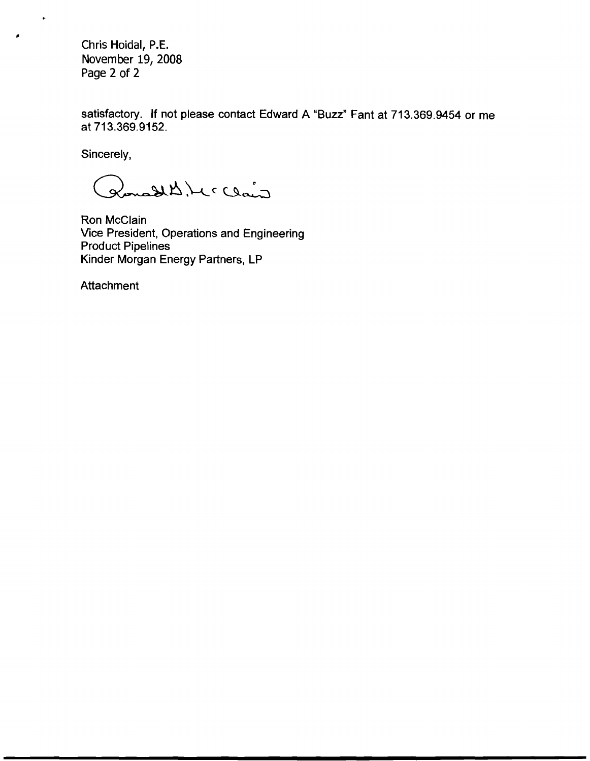satisfactory. If not please contact Edward A "Buzz" Fant at 713.369.9454 or me at 713.369.9152.

Sincerely,

Ron McClain
Vice President, Operations and Engineering
Product Pipelines
Kinder Morgan Energy Partners, LP

Attachment